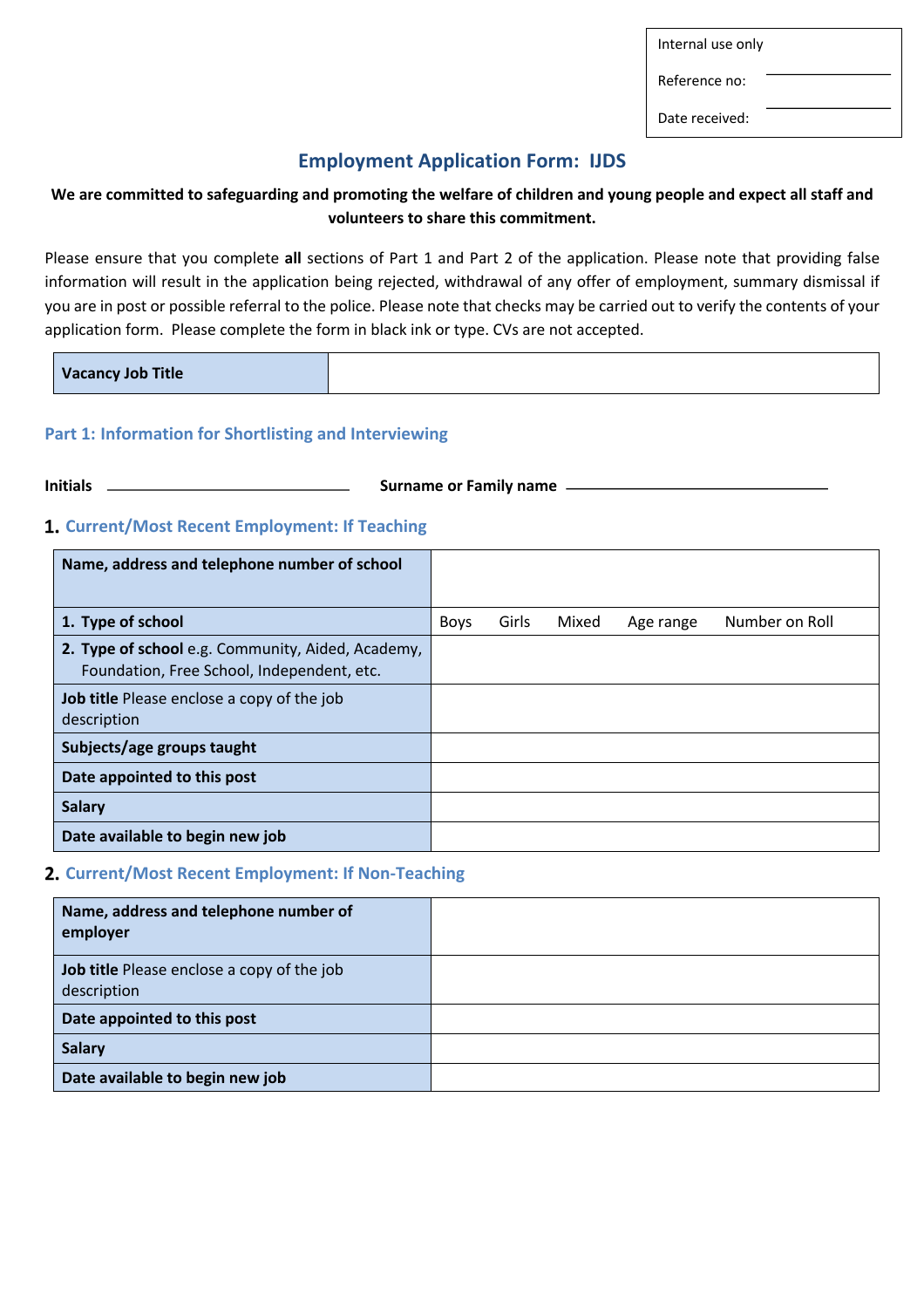| Internal use only | |
|---|---|
| Reference no: | |
| Date received: | |

# Employment Application Form: IJDS

**We are committed to safeguarding and promoting the welfare of children and young people and expect all staff and volunteers to share this commitment.**

Please ensure that you complete **all** sections of Part 1 and Part 2 of the application. Please note that providing false information will result in the application being rejected, withdrawal of any offer of employment, summary dismissal if you are in post or possible referral to the police. Please note that checks may be carried out to verify the contents of your application form. Please complete the form in black ink or type. CVs are not accepted.

| **Vacancy Job Title** | |
|---|---|

## Part 1: Information for Shortlisting and Interviewing

**Initials** ______________________ **Surname or Family name** ______________________

### 1. Current/Most Recent Employment: If Teaching

| | | | | | |
|---|---|---|---|---|---|
| **Name, address and telephone number of school** | | | | | |
| **1. Type of school** | Boys | Girls | Mixed | Age range | Number on Roll |
| **2. Type of school** e.g. Community, Aided, Academy, Foundation, Free School, Independent, etc. | | | | | |
| **Job title** Please enclose a copy of the job description | | | | | |
| **Subjects/age groups taught** | | | | | |
| **Date appointed to this post** | | | | | |
| **Salary** | | | | | |
| **Date available to begin new job** | | | | | |

### 2. Current/Most Recent Employment: If Non-Teaching

| | |
|---|---|
| **Name, address and telephone number of employer** | |
| **Job title** Please enclose a copy of the job description | |
| **Date appointed to this post** | |
| **Salary** | |
| **Date available to begin new job** | |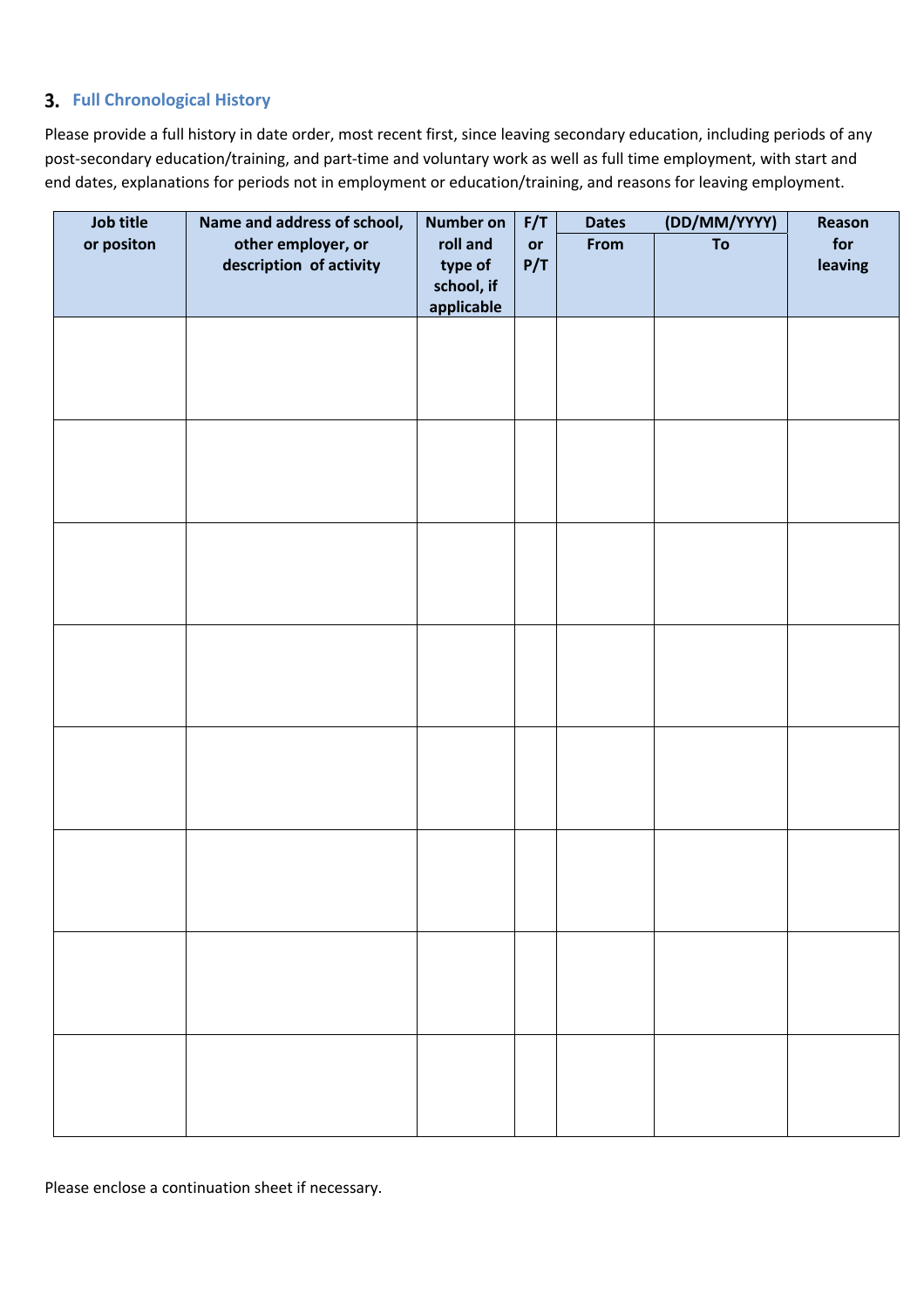### 3. Full Chronological History

Please provide a full history in date order, most recent first, since leaving secondary education, including periods of any post-secondary education/training, and part-time and voluntary work as well as full time employment, with start and end dates, explanations for periods not in employment or education/training, and reasons for leaving employment.

| Job title or positon | Name and address of school, other employer, or description of activity | Number on roll and type of school, if applicable | F/T or P/T | Dates (DD/MM/YYYY) From | To | Reason for leaving |
|---|---|---|---|---|---|---|
| | | | | | | |
| | | | | | | |
| | | | | | | |
| | | | | | | |
| | | | | | | |
| | | | | | | |
| | | | | | | |
| | | | | | | |

Please enclose a continuation sheet if necessary.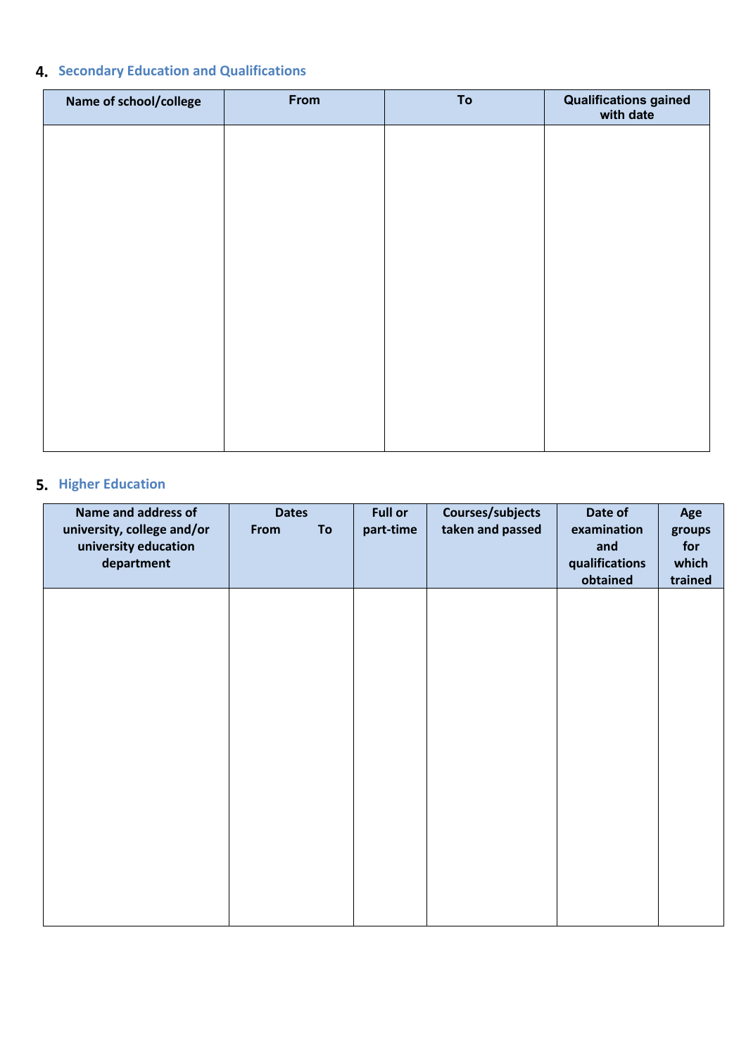## 4. Secondary Education and Qualifications

| Name of school/college | From | To | Qualifications gained with date |
|---|---|---|---|
| | | | |

## 5. Higher Education

| Name and address of university, college and/or university education department | Dates From To | Full or part-time | Courses/subjects taken and passed | Date of examination and qualifications obtained | Age groups for which trained |
|---|---|---|---|---|---|
| | | | | | |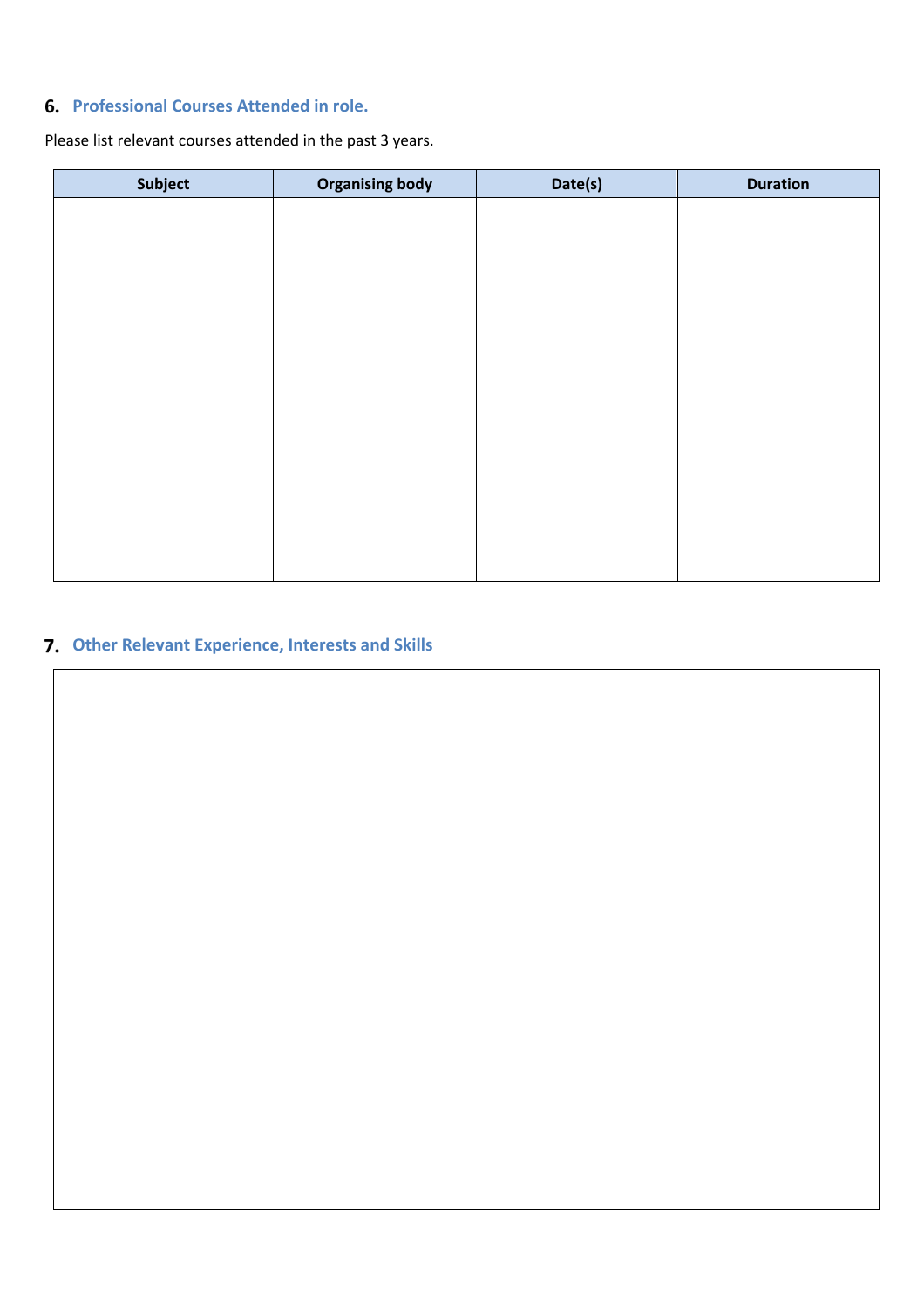## 6. Professional Courses Attended in role.

Please list relevant courses attended in the past 3 years.

| Subject | Organising body | Date(s) | Duration |
| --- | --- | --- | --- |
| | | | |

## 7. Other Relevant Experience, Interests and Skills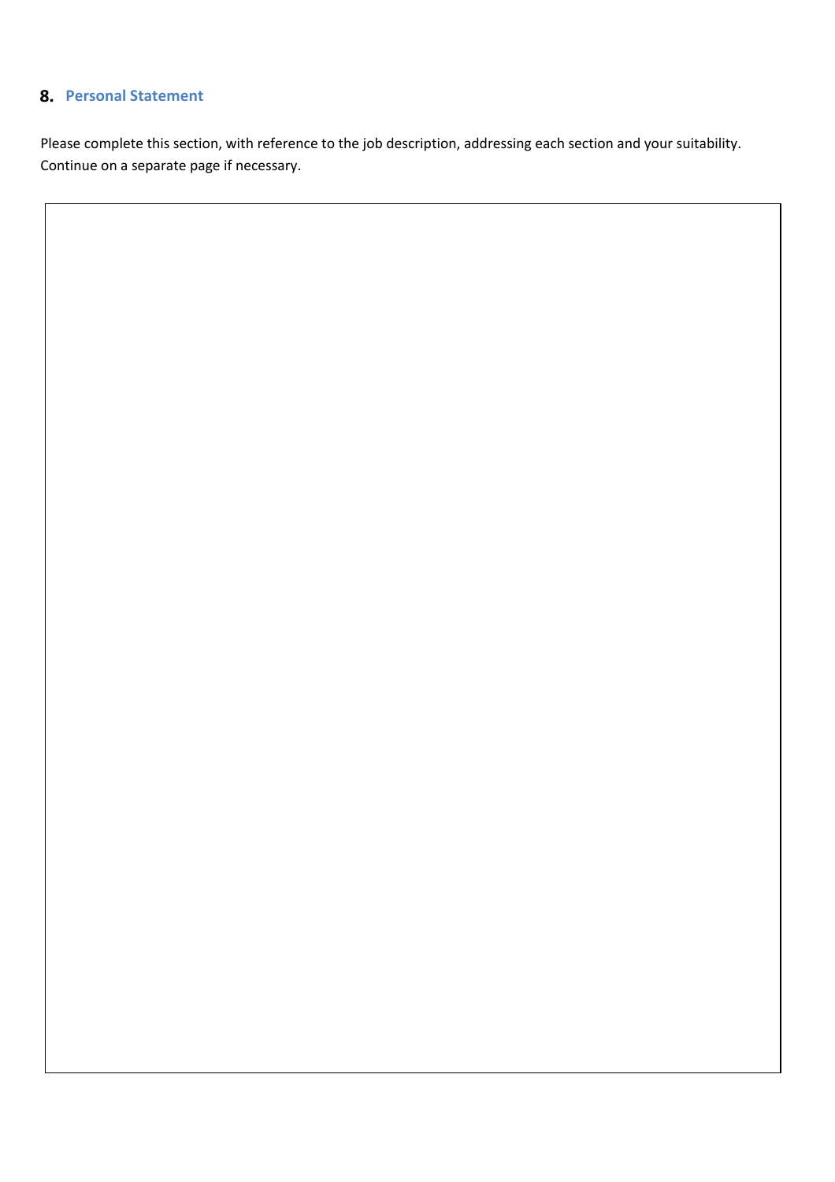## 8. Personal Statement

Please complete this section, with reference to the job description, addressing each section and your suitability. Continue on a separate page if necessary.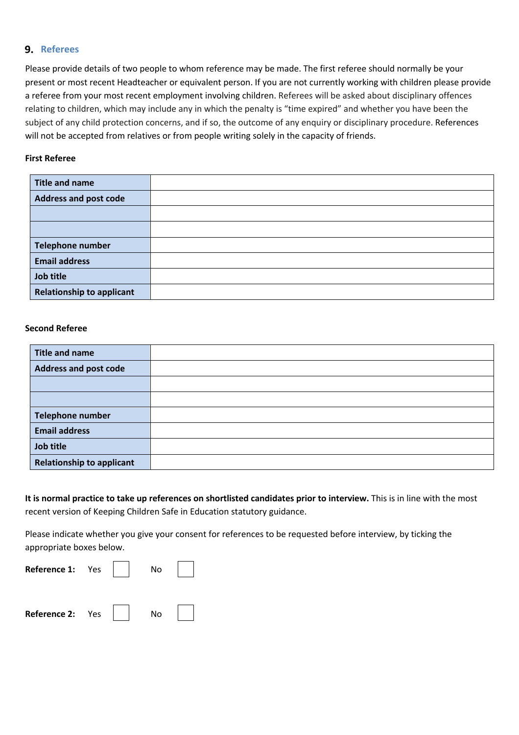## 9. Referees

Please provide details of two people to whom reference may be made. The first referee should normally be your present or most recent Headteacher or equivalent person. If you are not currently working with children please provide a referee from your most recent employment involving children. Referees will be asked about disciplinary offences relating to children, which may include any in which the penalty is "time expired" and whether you have been the subject of any child protection concerns, and if so, the outcome of any enquiry or disciplinary procedure. References will not be accepted from relatives or from people writing solely in the capacity of friends.

**First Referee**

| | |
|---|---|
| **Title and name** | |
| **Address and post code** | |
| | |
| | |
| **Telephone number** | |
| **Email address** | |
| **Job title** | |
| **Relationship to applicant** | |

**Second Referee**

| | |
|---|---|
| **Title and name** | |
| **Address and post code** | |
| | |
| | |
| **Telephone number** | |
| **Email address** | |
| **Job title** | |
| **Relationship to applicant** | |

**It is normal practice to take up references on shortlisted candidates prior to interview.** This is in line with the most recent version of Keeping Children Safe in Education statutory guidance.

Please indicate whether you give your consent for references to be requested before interview, by ticking the appropriate boxes below.

**Reference 1:** Yes ☐ No ☐

**Reference 2:** Yes ☐ No ☐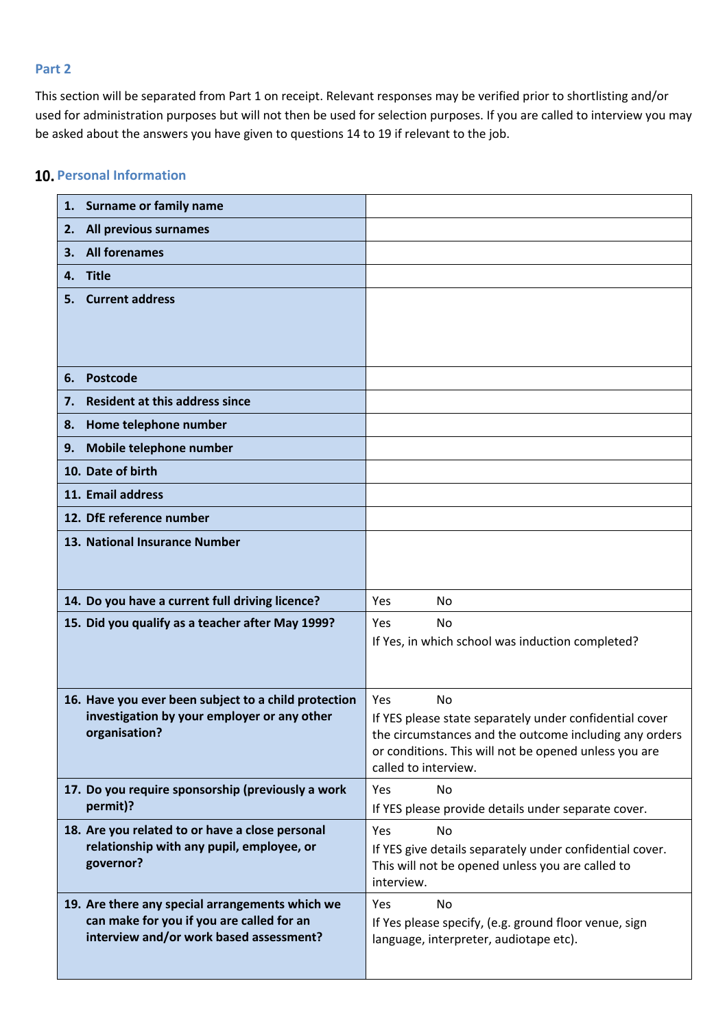## Part 2

This section will be separated from Part 1 on receipt. Relevant responses may be verified prior to shortlisting and/or used for administration purposes but will not then be used for selection purposes. If you are called to interview you may be asked about the answers you have given to questions 14 to 19 if relevant to the job.

## 10. Personal Information

| | |
|---|---|
| **1. Surname or family name** | |
| **2. All previous surnames** | |
| **3. All forenames** | |
| **4. Title** | |
| **5. Current address** | |
| **6. Postcode** | |
| **7. Resident at this address since** | |
| **8. Home telephone number** | |
| **9. Mobile telephone number** | |
| **10. Date of birth** | |
| **11. Email address** | |
| **12. DfE reference number** | |
| **13. National Insurance Number** | |
| **14. Do you have a current full driving licence?** | Yes No |
| **15. Did you qualify as a teacher after May 1999?** | Yes No<br>If Yes, in which school was induction completed? |
| **16. Have you ever been subject to a child protection investigation by your employer or any other organisation?** | Yes No<br>If YES please state separately under confidential cover the circumstances and the outcome including any orders or conditions. This will not be opened unless you are called to interview. |
| **17. Do you require sponsorship (previously a work permit)?** | Yes No<br>If YES please provide details under separate cover. |
| **18. Are you related to or have a close personal relationship with any pupil, employee, or governor?** | Yes No<br>If YES give details separately under confidential cover. This will not be opened unless you are called to interview. |
| **19. Are there any special arrangements which we can make for you if you are called for an interview and/or work based assessment?** | Yes No<br>If Yes please specify, (e.g. ground floor venue, sign language, interpreter, audiotape etc). |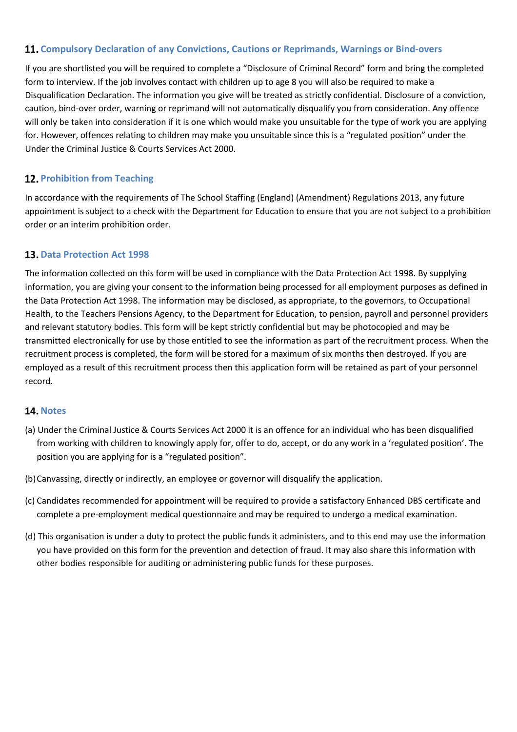## 11. Compulsory Declaration of any Convictions, Cautions or Reprimands, Warnings or Bind-overs

If you are shortlisted you will be required to complete a "Disclosure of Criminal Record" form and bring the completed form to interview. If the job involves contact with children up to age 8 you will also be required to make a Disqualification Declaration. The information you give will be treated as strictly confidential. Disclosure of a conviction, caution, bind-over order, warning or reprimand will not automatically disqualify you from consideration. Any offence will only be taken into consideration if it is one which would make you unsuitable for the type of work you are applying for. However, offences relating to children may make you unsuitable since this is a "regulated position" under the Under the Criminal Justice & Courts Services Act 2000.

## 12. Prohibition from Teaching

In accordance with the requirements of The School Staffing (England) (Amendment) Regulations 2013, any future appointment is subject to a check with the Department for Education to ensure that you are not subject to a prohibition order or an interim prohibition order.

## 13. Data Protection Act 1998

The information collected on this form will be used in compliance with the Data Protection Act 1998. By supplying information, you are giving your consent to the information being processed for all employment purposes as defined in the Data Protection Act 1998. The information may be disclosed, as appropriate, to the governors, to Occupational Health, to the Teachers Pensions Agency, to the Department for Education, to pension, payroll and personnel providers and relevant statutory bodies. This form will be kept strictly confidential but may be photocopied and may be transmitted electronically for use by those entitled to see the information as part of the recruitment process. When the recruitment process is completed, the form will be stored for a maximum of six months then destroyed. If you are employed as a result of this recruitment process then this application form will be retained as part of your personnel record.

## 14. Notes

(a) Under the Criminal Justice & Courts Services Act 2000 it is an offence for an individual who has been disqualified from working with children to knowingly apply for, offer to do, accept, or do any work in a 'regulated position'. The position you are applying for is a "regulated position".

(b) Canvassing, directly or indirectly, an employee or governor will disqualify the application.

(c) Candidates recommended for appointment will be required to provide a satisfactory Enhanced DBS certificate and complete a pre-employment medical questionnaire and may be required to undergo a medical examination.

(d) This organisation is under a duty to protect the public funds it administers, and to this end may use the information you have provided on this form for the prevention and detection of fraud. It may also share this information with other bodies responsible for auditing or administering public funds for these purposes.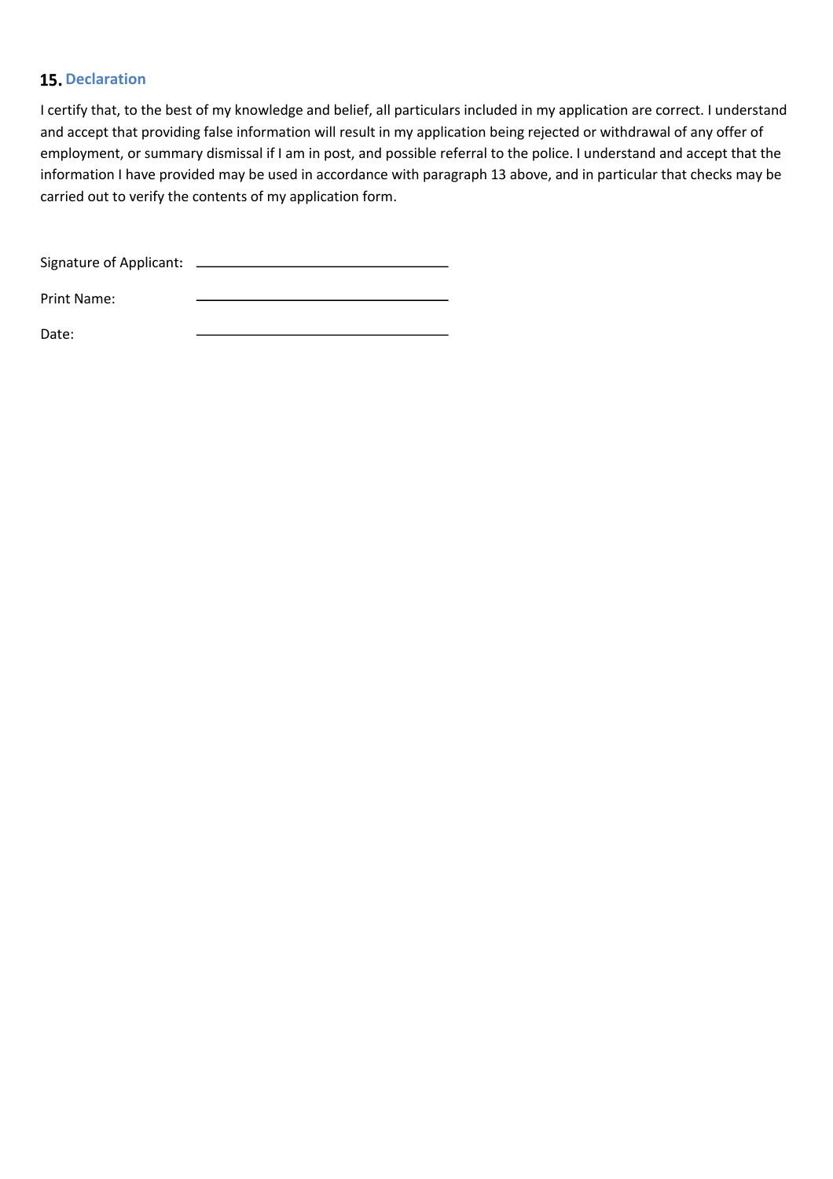## 15. Declaration

I certify that, to the best of my knowledge and belief, all particulars included in my application are correct. I understand and accept that providing false information will result in my application being rejected or withdrawal of any offer of employment, or summary dismissal if I am in post, and possible referral to the police. I understand and accept that the information I have provided may be used in accordance with paragraph 13 above, and in particular that checks may be carried out to verify the contents of my application form.

Signature of Applicant: ______________________________

Print Name: ______________________________

Date: ______________________________